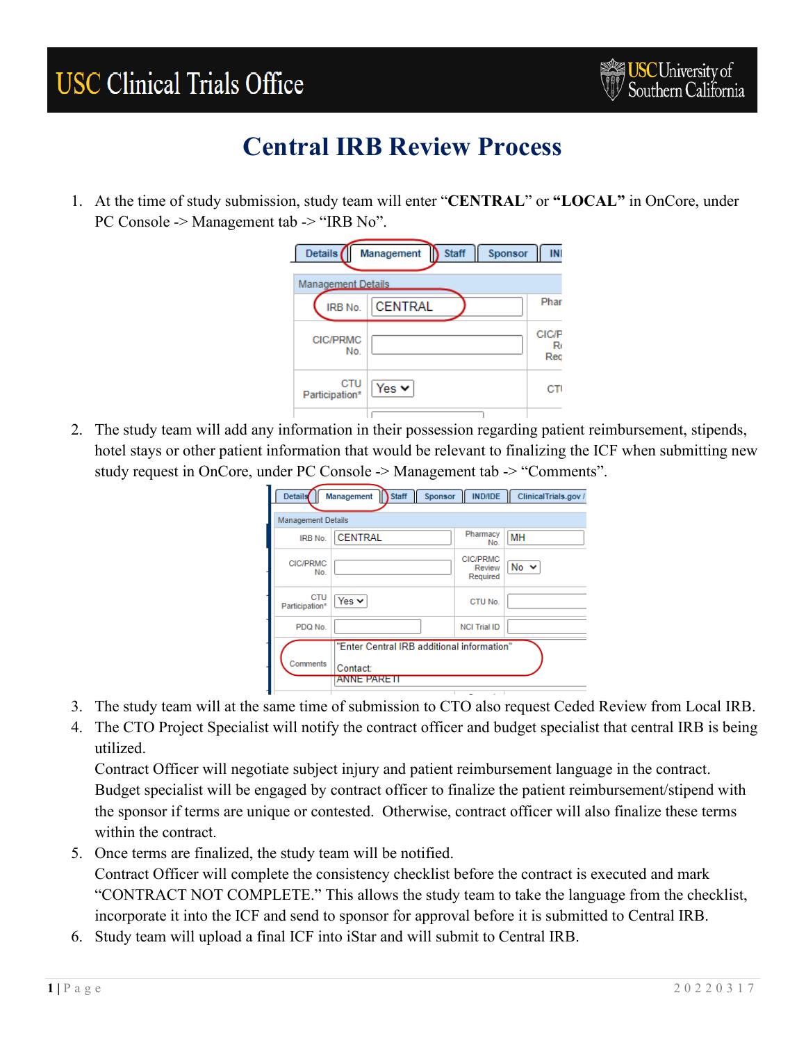# Central IRB Review Process

1. At the time of study submission, study team will enter "**CENTRAL**" or **"LOCAL"** in OnCore, under PC Console -> Management tab -> "IRB No".

2. The study team will add any information in their possession regarding patient reimbursement, stipends, hotel stays or other patient information that would be relevant to finalizing the ICF when submitting new study request in OnCore, under PC Console -> Management tab -> "Comments".

3. The study team will at the same time of submission to CTO also request Ceded Review from Local IRB.

4. The CTO Project Specialist will notify the contract officer and budget specialist that central IRB is being utilized.
   Contract Officer will negotiate subject injury and patient reimbursement language in the contract. Budget specialist will be engaged by contract officer to finalize the patient reimbursement/stipend with the sponsor if terms are unique or contested. Otherwise, contract officer will also finalize these terms within the contract.

5. Once terms are finalized, the study team will be notified.
   Contract Officer will complete the consistency checklist before the contract is executed and mark "CONTRACT NOT COMPLETE." This allows the study team to take the language from the checklist, incorporate it into the ICF and send to sponsor for approval before it is submitted to Central IRB.

6. Study team will upload a final ICF into iStar and will submit to Central IRB.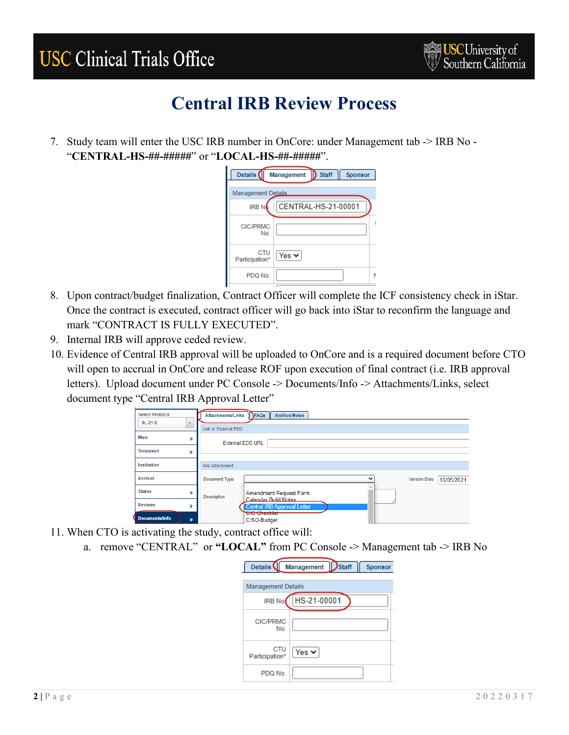# Central IRB Review Process

7. Study team will enter the USC IRB number in OnCore: under Management tab -> IRB No - "**CENTRAL-HS-##-#####**" or "**LOCAL-HS-##-#####**".

8. Upon contract/budget finalization, Contract Officer will complete the ICF consistency check in iStar. Once the contract is executed, contract officer will go back into iStar to reconfirm the language and mark "CONTRACT IS FULLY EXECUTED".
9. Internal IRB will approve ceded review.
10. Evidence of Central IRB approval will be uploaded to OnCore and is a required document before CTO will open to accrual in OnCore and release ROF upon execution of final contract (i.e. IRB approval letters). Upload document under PC Console -> Documents/Info -> Attachments/Links, select document type "Central IRB Approval Letter"

11. When CTO is activating the study, contract office will:
    a. remove "CENTRAL" or **"LOCAL"** from PC Console -> Management tab -> IRB No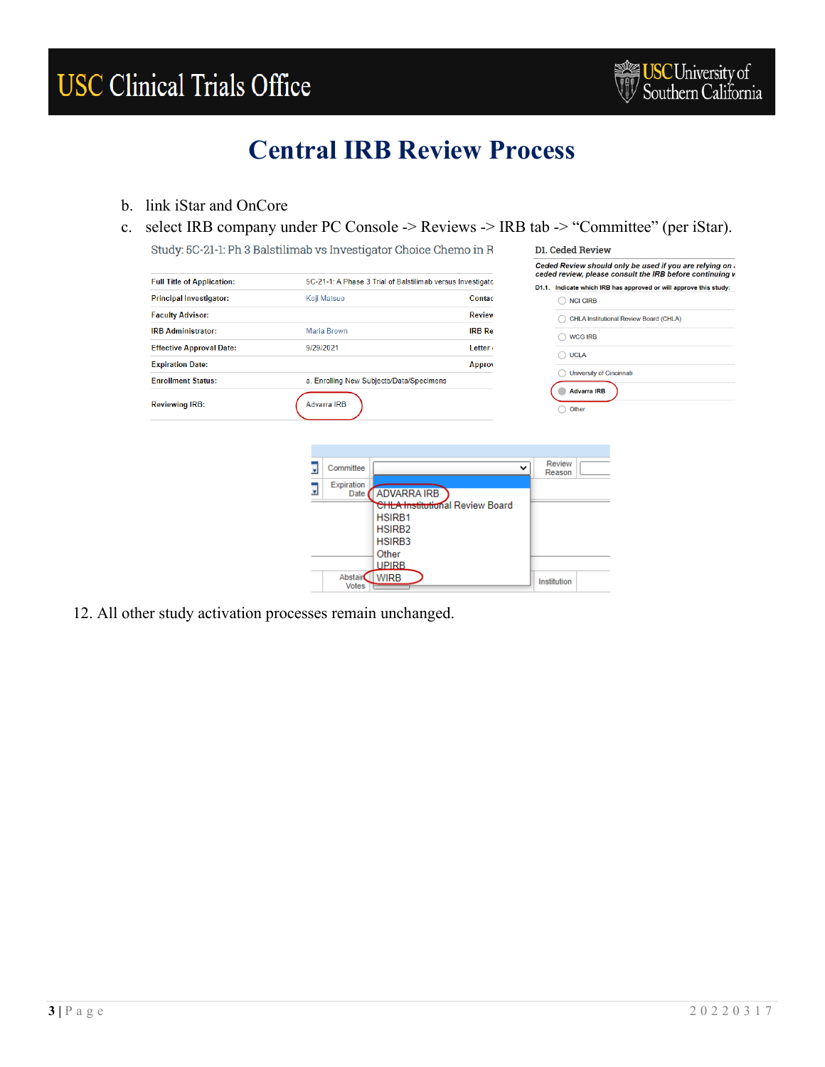# Central IRB Review Process

b. link iStar and OnCore

c. select IRB company under PC Console -> Reviews -> IRB tab -> "Committee" (per iStar).

Study: 5C-21-1: Ph 3 Balstilimab vs Investigator Choice Chemo in R

| | | |
|---|---|---|
| Full Title of Application: | 5C-21-1: A Phase 3 Trial of Balstilimab versus Investigato | |
| Principal Investigator: | Koji Matsuo | Contac |
| Faculty Advisor: | | Review |
| IRB Administrator: | Marla Brown | IRB Re |
| Effective Approval Date: | 9/29/2021 | Letter |
| Expiration Date: | | Approv |
| Enrollment Status: | a. Enrolling New Subjects/Data/Specimens | |
| Reviewing IRB: | Advarra IRB | |

D1. Ceded Review

*Ceded Review should only be used if you are relying on a ceded review, please consult the IRB before continuing w*

D1.1. Indicate which IRB has approved or will approve this study:

- NCI CIRB
- CHLA Institutional Review Board (CHLA)
- WCG IRB
- UCLA
- University of Cincinnati
- Advarra IRB
- Other

Committee | Review Reason
Expiration Date
Abstain Votes | Institution

- ADVARRA IRB
- CHLA Institutional Review Board
- HSIRB1
- HSIRB2
- HSIRB3
- Other
- UPIRB
- WIRB

12. All other study activation processes remain unchanged.